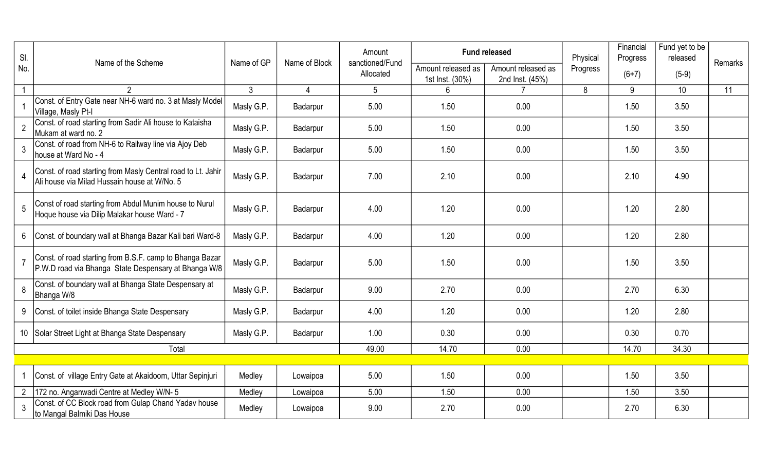| Sl. No. | Name of the Scheme | Name of GP | Name of Block | Amount sanctioned/Fund Allocated | Fund released | | Physical Progress | Financial Progress (6+7) | Fund yet to be released (5-9) | Remarks |
|---|---|---|---|---|---|---|---|---|---|---|
| | | | | | Amount released as 1st Inst. (30%) | Amount released as 2nd Inst. (45%) | | | | |
| 1 | 2 | 3 | 4 | 5 | 6 | 7 | 8 | 9 | 10 | 11 |
| 1 | Const. of Entry Gate near NH-6 ward no. 3 at Masly Model Village, Masly Pt-I | Masly G.P. | Badarpur | 5.00 | 1.50 | 0.00 | | 1.50 | 3.50 | |
| 2 | Const. of road starting from Sadir Ali house to Kataisha Mukam at ward no. 2 | Masly G.P. | Badarpur | 5.00 | 1.50 | 0.00 | | 1.50 | 3.50 | |
| 3 | Const. of road from NH-6 to Railway line via Ajoy Deb house at Ward No - 4 | Masly G.P. | Badarpur | 5.00 | 1.50 | 0.00 | | 1.50 | 3.50 | |
| 4 | Const. of road starting from Masly Central road to Lt. Jahir Ali house via Milad Hussain house at W/No. 5 | Masly G.P. | Badarpur | 7.00 | 2.10 | 0.00 | | 2.10 | 4.90 | |
| 5 | Const of road starting from Abdul Munim house to Nurul Hoque house via Dilip Malakar house Ward - 7 | Masly G.P. | Badarpur | 4.00 | 1.20 | 0.00 | | 1.20 | 2.80 | |
| 6 | Const. of boundary wall at Bhanga Bazar Kali bari Ward-8 | Masly G.P. | Badarpur | 4.00 | 1.20 | 0.00 | | 1.20 | 2.80 | |
| 7 | Const. of road starting from B.S.F. camp to Bhanga Bazar P.W.D road via Bhanga State Despensary at Bhanga W/8 | Masly G.P. | Badarpur | 5.00 | 1.50 | 0.00 | | 1.50 | 3.50 | |
| 8 | Const. of boundary wall at Bhanga State Despensary at Bhanga W/8 | Masly G.P. | Badarpur | 9.00 | 2.70 | 0.00 | | 2.70 | 6.30 | |
| 9 | Const. of toilet inside Bhanga State Despensary | Masly G.P. | Badarpur | 4.00 | 1.20 | 0.00 | | 1.20 | 2.80 | |
| 10 | Solar Street Light at Bhanga State Despensary | Masly G.P. | Badarpur | 1.00 | 0.30 | 0.00 | | 0.30 | 0.70 | |
| | Total | | | 49.00 | 14.70 | 0.00 | | 14.70 | 34.30 | |
| | | | | | | | | | | |
| 1 | Const. of village Entry Gate at Akaidoom, Uttar Sepinjuri | Medley | Lowaipoa | 5.00 | 1.50 | 0.00 | | 1.50 | 3.50 | |
| 2 | 172 no. Anganwadi Centre at Medley W/N- 5 | Medley | Lowaipoa | 5.00 | 1.50 | 0.00 | | 1.50 | 3.50 | |
| 3 | Const. of CC Block road from Gulap Chand Yadav house to Mangal Balmiki Das House | Medley | Lowaipoa | 9.00 | 2.70 | 0.00 | | 2.70 | 6.30 | |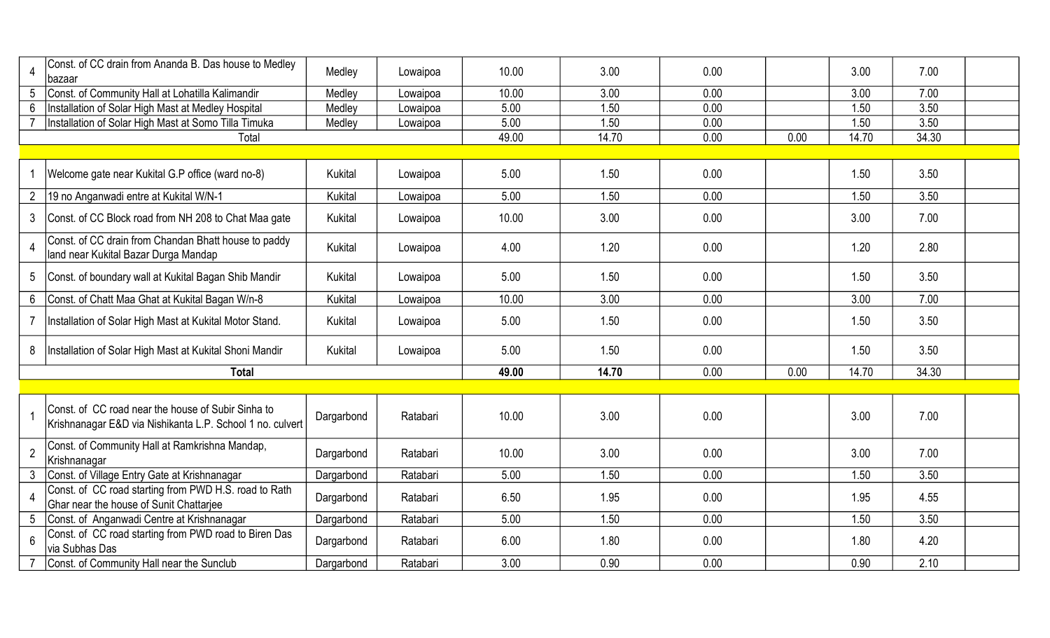| | | | | | | | | | | |
|---|---|---|---|---|---|---|---|---|---|---|
| 4 | Const. of CC drain from Ananda B. Das house to Medley bazaar | Medley | Lowaipoa | 10.00 | 3.00 | 0.00 | | 3.00 | 7.00 | |
| 5 | Const. of Community Hall at Lohatilla Kalimandir | Medley | Lowaipoa | 10.00 | 3.00 | 0.00 | | 3.00 | 7.00 | |
| 6 | Installation of Solar High Mast at Medley Hospital | Medley | Lowaipoa | 5.00 | 1.50 | 0.00 | | 1.50 | 3.50 | |
| 7 | Installation of Solar High Mast at Somo Tilla Timuka | Medley | Lowaipoa | 5.00 | 1.50 | 0.00 | | 1.50 | 3.50 | |
| | Total | | | 49.00 | 14.70 | 0.00 | 0.00 | 14.70 | 34.30 | |
| | | | | | | | | | | |
| 1 | Welcome gate near Kukital G.P office (ward no-8) | Kukital | Lowaipoa | 5.00 | 1.50 | 0.00 | | 1.50 | 3.50 | |
| 2 | 19 no Anganwadi entre at Kukital W/N-1 | Kukital | Lowaipoa | 5.00 | 1.50 | 0.00 | | 1.50 | 3.50 | |
| 3 | Const. of CC Block road from NH 208 to Chat Maa gate | Kukital | Lowaipoa | 10.00 | 3.00 | 0.00 | | 3.00 | 7.00 | |
| 4 | Const. of CC drain from Chandan Bhatt house to paddy land near Kukital Bazar Durga Mandap | Kukital | Lowaipoa | 4.00 | 1.20 | 0.00 | | 1.20 | 2.80 | |
| 5 | Const. of boundary wall at Kukital Bagan Shib Mandir | Kukital | Lowaipoa | 5.00 | 1.50 | 0.00 | | 1.50 | 3.50 | |
| 6 | Const. of Chatt Maa Ghat at Kukital Bagan W/n-8 | Kukital | Lowaipoa | 10.00 | 3.00 | 0.00 | | 3.00 | 7.00 | |
| 7 | Installation of Solar High Mast at Kukital Motor Stand. | Kukital | Lowaipoa | 5.00 | 1.50 | 0.00 | | 1.50 | 3.50 | |
| 8 | Installation of Solar High Mast at Kukital Shoni Mandir | Kukital | Lowaipoa | 5.00 | 1.50 | 0.00 | | 1.50 | 3.50 | |
| | **Total** | | | **49.00** | **14.70** | 0.00 | 0.00 | 14.70 | 34.30 | |
| | | | | | | | | | | |
| 1 | Const. of CC road near the house of Subir Sinha to Krishnanagar E&D via Nishikanta L.P. School 1 no. culvert | Dargarbond | Ratabari | 10.00 | 3.00 | 0.00 | | 3.00 | 7.00 | |
| 2 | Const. of Community Hall at Ramkrishna Mandap, Krishnanagar | Dargarbond | Ratabari | 10.00 | 3.00 | 0.00 | | 3.00 | 7.00 | |
| 3 | Const. of Village Entry Gate at Krishnanagar | Dargarbond | Ratabari | 5.00 | 1.50 | 0.00 | | 1.50 | 3.50 | |
| 4 | Const. of CC road starting from PWD H.S. road to Rath Ghar near the house of Sunit Chattarjee | Dargarbond | Ratabari | 6.50 | 1.95 | 0.00 | | 1.95 | 4.55 | |
| 5 | Const. of Anganwadi Centre at Krishnanagar | Dargarbond | Ratabari | 5.00 | 1.50 | 0.00 | | 1.50 | 3.50 | |
| 6 | Const. of CC road starting from PWD road to Biren Das via Subhas Das | Dargarbond | Ratabari | 6.00 | 1.80 | 0.00 | | 1.80 | 4.20 | |
| 7 | Const. of Community Hall near the Sunclub | Dargarbond | Ratabari | 3.00 | 0.90 | 0.00 | | 0.90 | 2.10 | |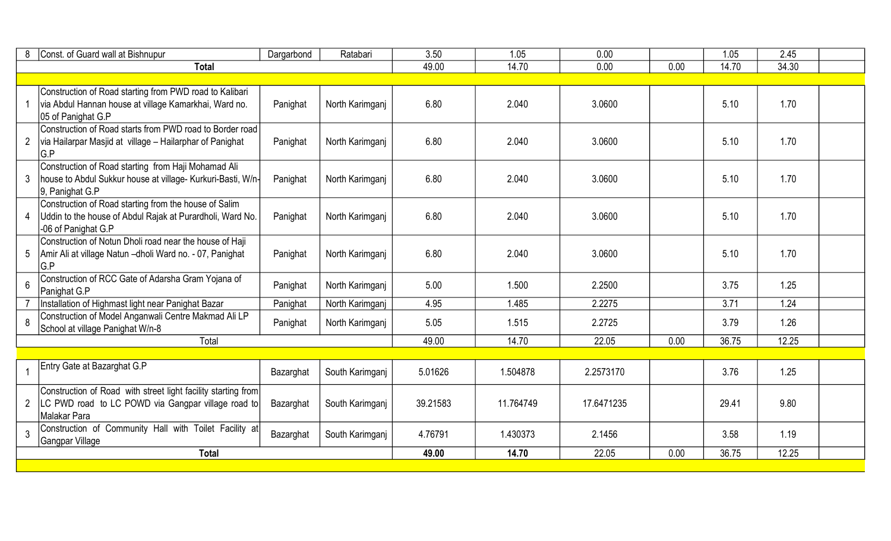| | | | | | | | | | | |
|---|---|---|---|---|---|---|---|---|---|---|
| 8 | Const. of Guard wall at Bishnupur | Dargarbond | Ratabari | 3.50 | 1.05 | 0.00 | | 1.05 | 2.45 | |
| **Total** | | | | 49.00 | 14.70 | 0.00 | 0.00 | 14.70 | 34.30 | |
| | | | | | | | | | | |
| 1 | Construction of Road starting from PWD road to Kalibari via Abdul Hannan house at village Kamarkhai, Ward no. 05 of Panighat G.P | Panighat | North Karimganj | 6.80 | 2.040 | 3.0600 | | 5.10 | 1.70 | |
| 2 | Construction of Road starts from PWD road to Border road via Hailarpar Masjid at village – Hailarphar of Panighat G.P | Panighat | North Karimganj | 6.80 | 2.040 | 3.0600 | | 5.10 | 1.70 | |
| 3 | Construction of Road starting from Haji Mohamad Ali house to Abdul Sukkur house at village- Kurkuri-Basti, W/n-9, Panighat G.P | Panighat | North Karimganj | 6.80 | 2.040 | 3.0600 | | 5.10 | 1.70 | |
| 4 | Construction of Road starting from the house of Salim Uddin to the house of Abdul Rajak at Purardholi, Ward No. -06 of Panighat G.P | Panighat | North Karimganj | 6.80 | 2.040 | 3.0600 | | 5.10 | 1.70 | |
| 5 | Construction of Notun Dholi road near the house of Haji Amir Ali at village Natun –dholi Ward no. - 07, Panighat G.P | Panighat | North Karimganj | 6.80 | 2.040 | 3.0600 | | 5.10 | 1.70 | |
| 6 | Construction of RCC Gate of Adarsha Gram Yojana of Panighat G.P | Panighat | North Karimganj | 5.00 | 1.500 | 2.2500 | | 3.75 | 1.25 | |
| 7 | Installation of Highmast light near Panighat Bazar | Panighat | North Karimganj | 4.95 | 1.485 | 2.2275 | | 3.71 | 1.24 | |
| 8 | Construction of Model Anganwali Centre Makmad Ali LP School at village Panighat W/n-8 | Panighat | North Karimganj | 5.05 | 1.515 | 2.2725 | | 3.79 | 1.26 | |
| Total | | | | 49.00 | 14.70 | 22.05 | 0.00 | 36.75 | 12.25 | |
| | | | | | | | | | | |
| 1 | Entry Gate at Bazarghat G.P | Bazarghat | South Karimganj | 5.01626 | 1.504878 | 2.2573170 | | 3.76 | 1.25 | |
| 2 | Construction of Road with street light facility starting from LC PWD road to LC POWD via Gangpar village road to Malakar Para | Bazarghat | South Karimganj | 39.21583 | 11.764749 | 17.6471235 | | 29.41 | 9.80 | |
| 3 | Construction of Community Hall with Toilet Facility at Gangpar Village | Bazarghat | South Karimganj | 4.76791 | 1.430373 | 2.1456 | | 3.58 | 1.19 | |
| **Total** | | | | **49.00** | **14.70** | 22.05 | 0.00 | 36.75 | 12.25 | |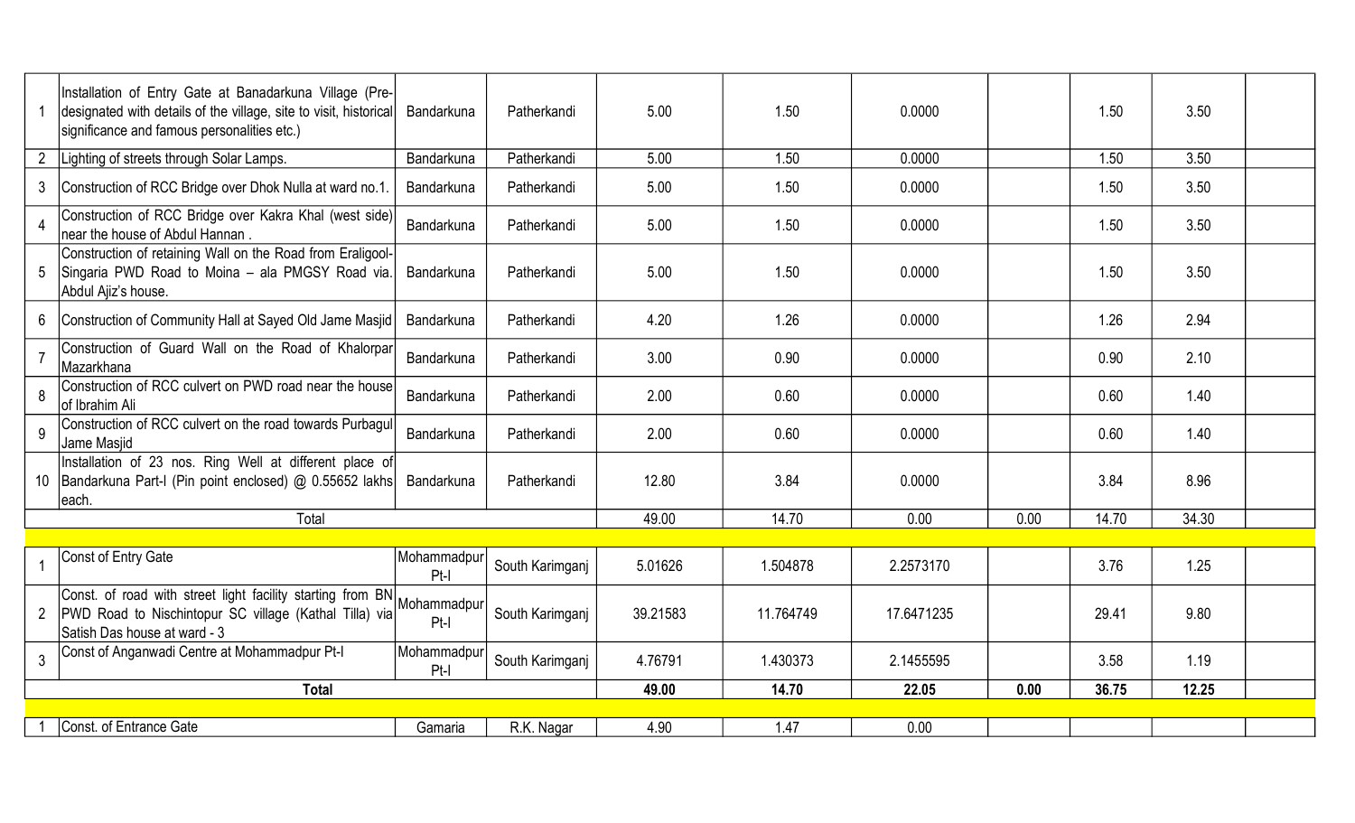| | | | | | | | | | | |
|---|---|---|---|---|---|---|---|---|---|---|
| 1 | Installation of Entry Gate at Banadarkuna Village (Pre-designated with details of the village, site to visit, historical significance and famous personalities etc.) | Bandarkuna | Patherkandi | 5.00 | 1.50 | 0.0000 | | 1.50 | 3.50 | |
| 2 | Lighting of streets through Solar Lamps. | Bandarkuna | Patherkandi | 5.00 | 1.50 | 0.0000 | | 1.50 | 3.50 | |
| 3 | Construction of RCC Bridge over Dhok Nulla at ward no.1. | Bandarkuna | Patherkandi | 5.00 | 1.50 | 0.0000 | | 1.50 | 3.50 | |
| 4 | Construction of RCC Bridge over Kakra Khal (west side) near the house of Abdul Hannan . | Bandarkuna | Patherkandi | 5.00 | 1.50 | 0.0000 | | 1.50 | 3.50 | |
| 5 | Construction of retaining Wall on the Road from Eraligool-Singaria PWD Road to Moina – ala PMGSY Road via. Abdul Ajiz's house. | Bandarkuna | Patherkandi | 5.00 | 1.50 | 0.0000 | | 1.50 | 3.50 | |
| 6 | Construction of Community Hall at Sayed Old Jame Masjid | Bandarkuna | Patherkandi | 4.20 | 1.26 | 0.0000 | | 1.26 | 2.94 | |
| 7 | Construction of Guard Wall on the Road of Khalorpar Mazarkhana | Bandarkuna | Patherkandi | 3.00 | 0.90 | 0.0000 | | 0.90 | 2.10 | |
| 8 | Construction of RCC culvert on PWD road near the house of Ibrahim Ali | Bandarkuna | Patherkandi | 2.00 | 0.60 | 0.0000 | | 0.60 | 1.40 | |
| 9 | Construction of RCC culvert on the road towards Purbagul Jame Masjid | Bandarkuna | Patherkandi | 2.00 | 0.60 | 0.0000 | | 0.60 | 1.40 | |
| 10 | Installation of 23 nos. Ring Well at different place of Bandarkuna Part-I (Pin point enclosed) @ 0.55652 lakhs each. | Bandarkuna | Patherkandi | 12.80 | 3.84 | 0.0000 | | 3.84 | 8.96 | |
| | Total | | | 49.00 | 14.70 | 0.00 | 0.00 | 14.70 | 34.30 | |
| | | | | | | | | | | |
| 1 | Const of Entry Gate | Mohammadpur Pt-I | South Karimganj | 5.01626 | 1.504878 | 2.2573170 | | 3.76 | 1.25 | |
| 2 | Const. of road with street light facility starting from BN PWD Road to Nischintopur SC village (Kathal Tilla) via Satish Das house at ward - 3 | Mohammadpur Pt-I | South Karimganj | 39.21583 | 11.764749 | 17.6471235 | | 29.41 | 9.80 | |
| 3 | Const of Anganwadi Centre at Mohammadpur Pt-I | Mohammadpur Pt-I | South Karimganj | 4.76791 | 1.430373 | 2.1455595 | | 3.58 | 1.19 | |
| | **Total** | | | **49.00** | **14.70** | **22.05** | **0.00** | **36.75** | **12.25** | |
| | | | | | | | | | | |
| 1 | Const. of Entrance Gate | Gamaria | R.K. Nagar | 4.90 | 1.47 | 0.00 | | | | |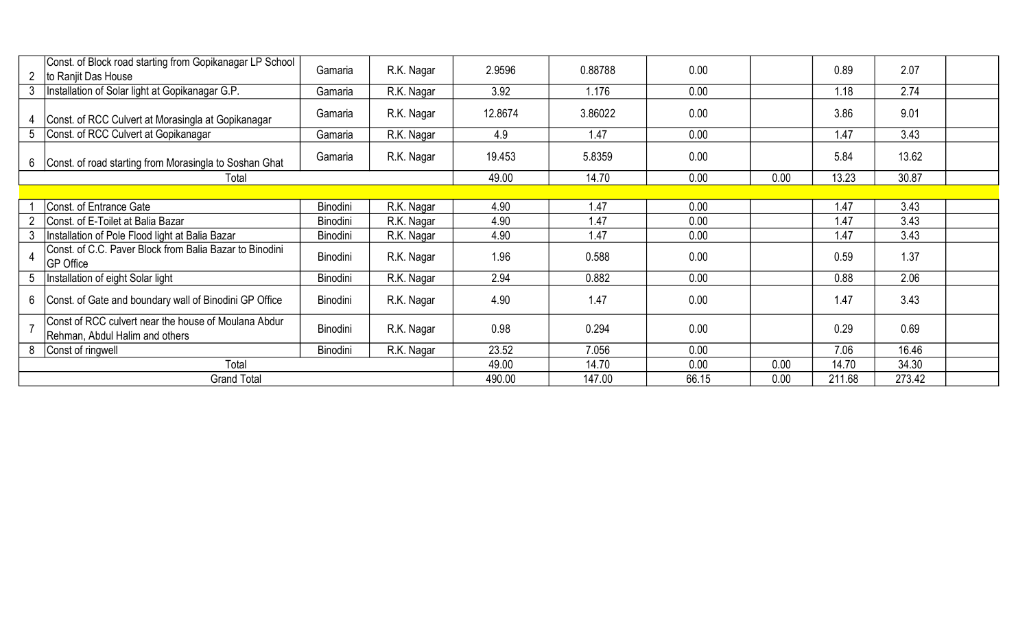| | | | | | | | | | | |
|---|---|---|---|---|---|---|---|---|---|---|
| 2 | Const. of Block road starting from Gopikanagar LP School to Ranjit Das House | Gamaria | R.K. Nagar | 2.9596 | 0.88788 | 0.00 | | 0.89 | 2.07 | |
| 3 | Installation of Solar light at Gopikanagar G.P. | Gamaria | R.K. Nagar | 3.92 | 1.176 | 0.00 | | 1.18 | 2.74 | |
| 4 | Const. of RCC Culvert at Morasingla at Gopikanagar | Gamaria | R.K. Nagar | 12.8674 | 3.86022 | 0.00 | | 3.86 | 9.01 | |
| 5 | Const. of RCC Culvert at Gopikanagar | Gamaria | R.K. Nagar | 4.9 | 1.47 | 0.00 | | 1.47 | 3.43 | |
| 6 | Const. of road starting from Morasingla to Soshan Ghat | Gamaria | R.K. Nagar | 19.453 | 5.8359 | 0.00 | | 5.84 | 13.62 | |
| Total | | | | 49.00 | 14.70 | 0.00 | 0.00 | 13.23 | 30.87 | |
| | | | | | | | | | | |
| 1 | Const. of Entrance Gate | Binodini | R.K. Nagar | 4.90 | 1.47 | 0.00 | | 1.47 | 3.43 | |
| 2 | Const. of E-Toilet at Balia Bazar | Binodini | R.K. Nagar | 4.90 | 1.47 | 0.00 | | 1.47 | 3.43 | |
| 3 | Installation of Pole Flood light at Balia Bazar | Binodini | R.K. Nagar | 4.90 | 1.47 | 0.00 | | 1.47 | 3.43 | |
| 4 | Const. of C.C. Paver Block from Balia Bazar to Binodini GP Office | Binodini | R.K. Nagar | 1.96 | 0.588 | 0.00 | | 0.59 | 1.37 | |
| 5 | Installation of eight Solar light | Binodini | R.K. Nagar | 2.94 | 0.882 | 0.00 | | 0.88 | 2.06 | |
| 6 | Const. of Gate and boundary wall of Binodini GP Office | Binodini | R.K. Nagar | 4.90 | 1.47 | 0.00 | | 1.47 | 3.43 | |
| 7 | Const of RCC culvert near the house of Moulana Abdur Rehman, Abdul Halim and others | Binodini | R.K. Nagar | 0.98 | 0.294 | 0.00 | | 0.29 | 0.69 | |
| 8 | Const of ringwell | Binodini | R.K. Nagar | 23.52 | 7.056 | 0.00 | | 7.06 | 16.46 | |
| Total | | | | 49.00 | 14.70 | 0.00 | 0.00 | 14.70 | 34.30 | |
| Grand Total | | | | 490.00 | 147.00 | 66.15 | 0.00 | 211.68 | 273.42 | |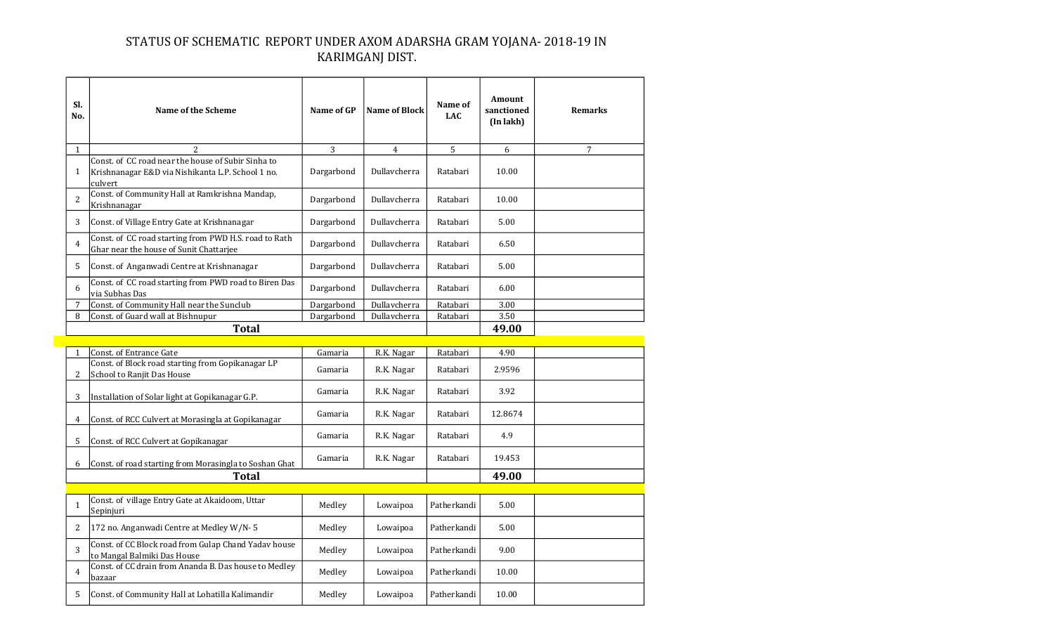# STATUS OF SCHEMATIC REPORT UNDER AXOM ADARSHA GRAM YOJANA- 2018-19 IN KARIMGANJ DIST.

| Sl. No. | Name of the Scheme | Name of GP | Name of Block | Name of LAC | Amount sanctioned (In lakh) | Remarks |
|---|---|---|---|---|---|---|
| 1 | 2 | 3 | 4 | 5 | 6 | 7 |
| 1 | Const. of CC road near the house of Subir Sinha to Krishnanagar E&D via Nishikanta L.P. School 1 no. culvert | Dargarbond | Dullavcherra | Ratabari | 10.00 | |
| 2 | Const. of Community Hall at Ramkrishna Mandap, Krishnanagar | Dargarbond | Dullavcherra | Ratabari | 10.00 | |
| 3 | Const. of Village Entry Gate at Krishnanagar | Dargarbond | Dullavcherra | Ratabari | 5.00 | |
| 4 | Const. of CC road starting from PWD H.S. road to Rath Ghar near the house of Sunit Chattarjee | Dargarbond | Dullavcherra | Ratabari | 6.50 | |
| 5 | Const. of Anganwadi Centre at Krishnanagar | Dargarbond | Dullavcherra | Ratabari | 5.00 | |
| 6 | Const. of CC road starting from PWD road to Biren Das via Subhas Das | Dargarbond | Dullavcherra | Ratabari | 6.00 | |
| 7 | Const. of Community Hall near the Sunclub | Dargarbond | Dullavcherra | Ratabari | 3.00 | |
| 8 | Const. of Guard wall at Bishnupur | Dargarbond | Dullavcherra | Ratabari | 3.50 | |
| | **Total** | | | | **49.00** | |
| | | | | | | |
| 1 | Const. of Entrance Gate | Gamaria | R.K. Nagar | Ratabari | 4.90 | |
| 2 | Const. of Block road starting from Gopikanagar LP School to Ranjit Das House | Gamaria | R.K. Nagar | Ratabari | 2.9596 | |
| 3 | Installation of Solar light at Gopikanagar G.P. | Gamaria | R.K. Nagar | Ratabari | 3.92 | |
| 4 | Const. of RCC Culvert at Morasingla at Gopikanagar | Gamaria | R.K. Nagar | Ratabari | 12.8674 | |
| 5 | Const. of RCC Culvert at Gopikanagar | Gamaria | R.K. Nagar | Ratabari | 4.9 | |
| 6 | Const. of road starting from Morasingla to Soshan Ghat | Gamaria | R.K. Nagar | Ratabari | 19.453 | |
| | **Total** | | | | **49.00** | |
| | | | | | | |
| 1 | Const. of village Entry Gate at Akaidoom, Uttar Sepinjuri | Medley | Lowaipoa | Patherkandi | 5.00 | |
| 2 | 172 no. Anganwadi Centre at Medley W/N- 5 | Medley | Lowaipoa | Patherkandi | 5.00 | |
| 3 | Const. of CC Block road from Gulap Chand Yadav house to Mangal Balmiki Das House | Medley | Lowaipoa | Patherkandi | 9.00 | |
| 4 | Const. of CC drain from Ananda B. Das house to Medley bazaar | Medley | Lowaipoa | Patherkandi | 10.00 | |
| 5 | Const. of Community Hall at Lohatilla Kalimandir | Medley | Lowaipoa | Patherkandi | 10.00 | |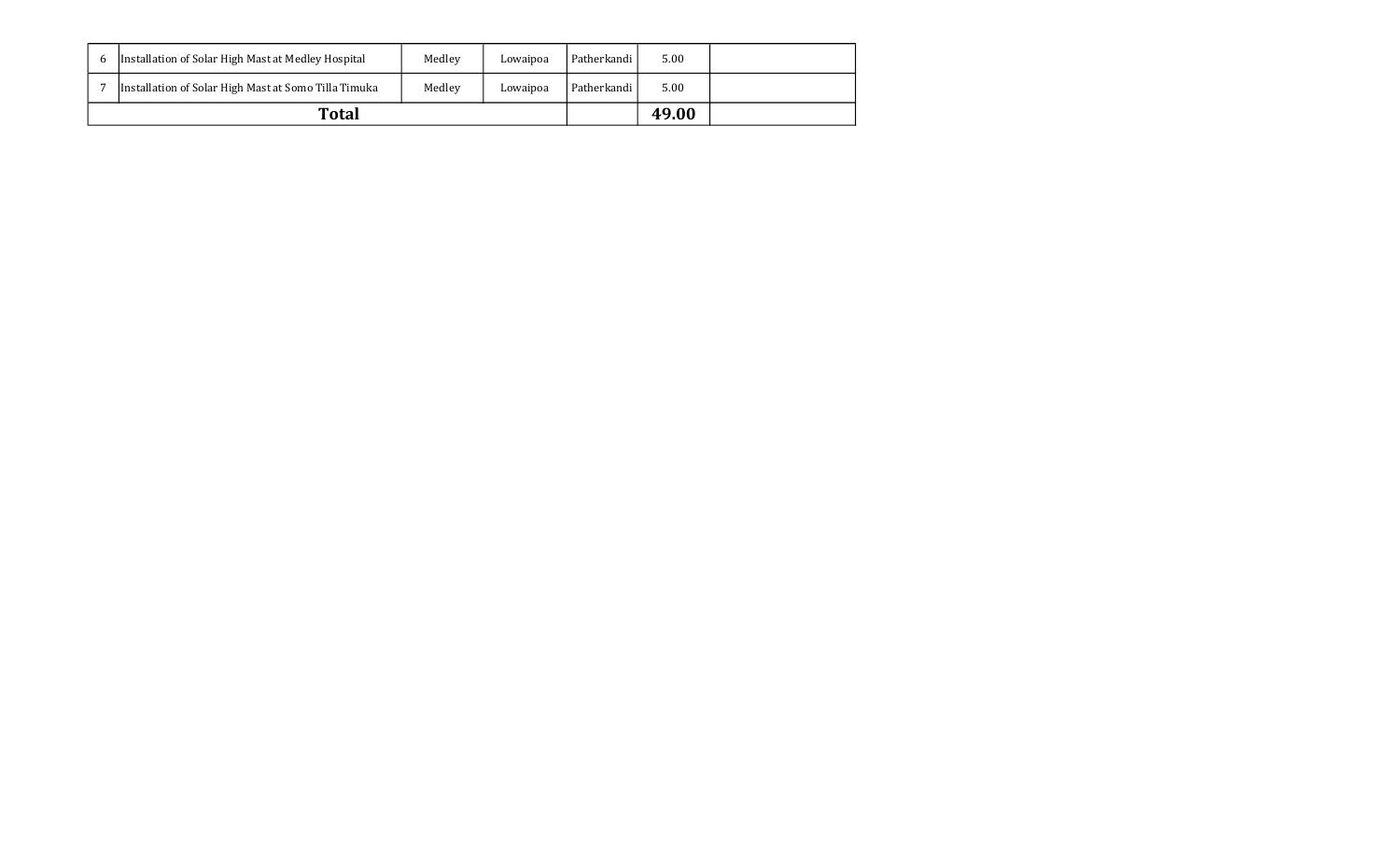| | | | | | | |
|---|---|---|---|---|---|---|
| 6 | Installation of Solar High Mast at Medley Hospital | Medley | Lowaipoa | Patherkandi | 5.00 | |
| 7 | Installation of Solar High Mast at Somo Tilla Timuka | Medley | Lowaipoa | Patherkandi | 5.00 | |
| **Total** | | | | | **49.00** | |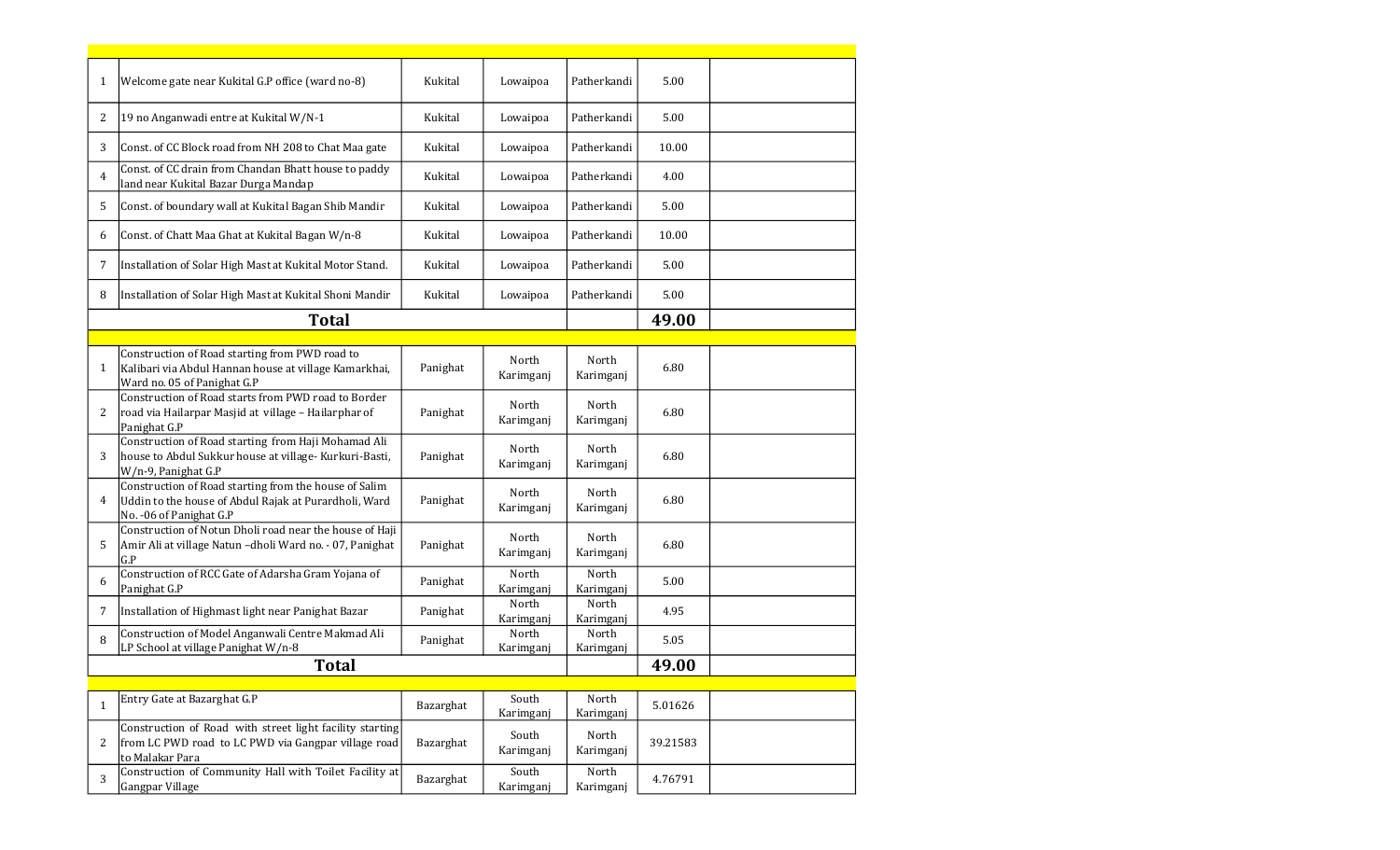| | | | | | | |
|---|---|---|---|---|---|---|
| 1 | Welcome gate near Kukital G.P office (ward no-8) | Kukital | Lowaipoa | Patherkandi | 5.00 | |
| 2 | 19 no Anganwadi entre at Kukital W/N-1 | Kukital | Lowaipoa | Patherkandi | 5.00 | |
| 3 | Const. of CC Block road from NH 208 to Chat Maa gate | Kukital | Lowaipoa | Patherkandi | 10.00 | |
| 4 | Const. of CC drain from Chandan Bhatt house to paddy land near Kukital Bazar Durga Mandap | Kukital | Lowaipoa | Patherkandi | 4.00 | |
| 5 | Const. of boundary wall at Kukital Bagan Shib Mandir | Kukital | Lowaipoa | Patherkandi | 5.00 | |
| 6 | Const. of Chatt Maa Ghat at Kukital Bagan W/n-8 | Kukital | Lowaipoa | Patherkandi | 10.00 | |
| 7 | Installation of Solar High Mast at Kukital Motor Stand. | Kukital | Lowaipoa | Patherkandi | 5.00 | |
| 8 | Installation of Solar High Mast at Kukital Shoni Mandir | Kukital | Lowaipoa | Patherkandi | 5.00 | |
| | **Total** | | | | **49.00** | |
| | | | | | | |
| 1 | Construction of Road starting from PWD road to Kalibari via Abdul Hannan house at village Kamarkhai, Ward no. 05 of Panighat G.P | Panighat | North Karimganj | North Karimganj | 6.80 | |
| 2 | Construction of Road starts from PWD road to Border road via Hailarpar Masjid at village – Hailarphar of Panighat G.P | Panighat | North Karimganj | North Karimganj | 6.80 | |
| 3 | Construction of Road starting from Haji Mohamad Ali house to Abdul Sukkur house at village- Kurkuri-Basti, W/n-9, Panighat G.P | Panighat | North Karimganj | North Karimganj | 6.80 | |
| 4 | Construction of Road starting from the house of Salim Uddin to the house of Abdul Rajak at Purardholi, Ward No. -06 of Panighat G.P | Panighat | North Karimganj | North Karimganj | 6.80 | |
| 5 | Construction of Notun Dholi road near the house of Haji Amir Ali at village Natun –dholi Ward no. - 07, Panighat G.P | Panighat | North Karimganj | North Karimganj | 6.80 | |
| 6 | Construction of RCC Gate of Adarsha Gram Yojana of Panighat G.P | Panighat | North Karimganj | North Karimganj | 5.00 | |
| 7 | Installation of Highmast light near Panighat Bazar | Panighat | North Karimganj | North Karimganj | 4.95 | |
| 8 | Construction of Model Anganwali Centre Makmad Ali LP School at village Panighat W/n-8 | Panighat | North Karimganj | North Karimganj | 5.05 | |
| | **Total** | | | | **49.00** | |
| | | | | | | |
| 1 | Entry Gate at Bazarghat G.P | Bazarghat | South Karimganj | North Karimganj | 5.01626 | |
| 2 | Construction of Road with street light facility starting from LC PWD road to LC PWD via Gangpar village road to Malakar Para | Bazarghat | South Karimganj | North Karimganj | 39.21583 | |
| 3 | Construction of Community Hall with Toilet Facility at Gangpar Village | Bazarghat | South Karimganj | North Karimganj | 4.76791 | |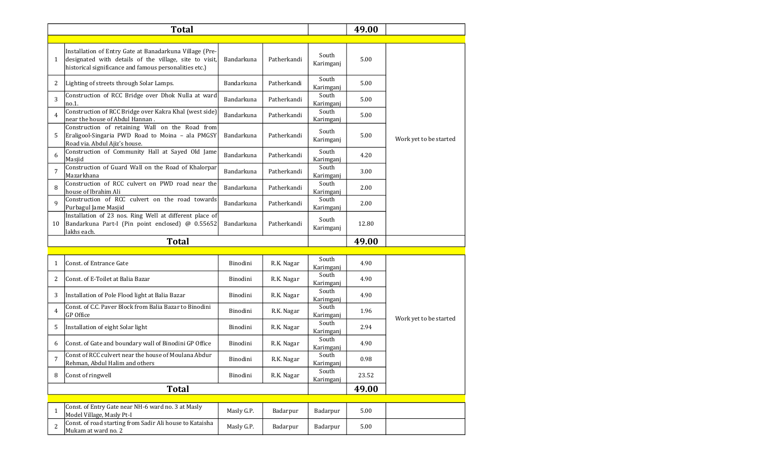| | Total | | | | 49.00 | |
|---|---|---|---|---|---|---|
| | | | | | | |
| 1 | Installation of Entry Gate at Banadarkuna Village (Pre-designated with details of the village, site to visit, historical significance and famous personalities etc.) | Bandarkuna | Patherkandi | South Karimganj | 5.00 | Work yet to be started |
| 2 | Lighting of streets through Solar Lamps. | Bandarkuna | Patherkandi | South Karimganj | 5.00 | |
| 3 | Construction of RCC Bridge over Dhok Nulla at ward no.1. | Bandarkuna | Patherkandi | South Karimganj | 5.00 | |
| 4 | Construction of RCC Bridge over Kakra Khal (west side) near the house of Abdul Hannan . | Bandarkuna | Patherkandi | South Karimganj | 5.00 | |
| 5 | Construction of retaining Wall on the Road from Eraligool-Singaria PWD Road to Moina – ala PMGSY Road via. Abdul Ajiz's house. | Bandarkuna | Patherkandi | South Karimganj | 5.00 | |
| 6 | Construction of Community Hall at Sayed Old Jame Masjid | Bandarkuna | Patherkandi | South Karimganj | 4.20 | |
| 7 | Construction of Guard Wall on the Road of Khalorpar Mazarkhana | Bandarkuna | Patherkandi | South Karimganj | 3.00 | |
| 8 | Construction of RCC culvert on PWD road near the house of Ibrahim Ali | Bandarkuna | Patherkandi | South Karimganj | 2.00 | |
| 9 | Construction of RCC culvert on the road towards Purbagul Jame Masjid | Bandarkuna | Patherkandi | South Karimganj | 2.00 | |
| 10 | Installation of 23 nos. Ring Well at different place of Bandarkuna Part-I (Pin point enclosed) @ 0.55652 lakhs each. | Bandarkuna | Patherkandi | South Karimganj | 12.80 | |
| | Total | | | | 49.00 | |
| | | | | | | |
| 1 | Const. of Entrance Gate | Binodini | R.K. Nagar | South Karimganj | 4.90 | Work yet to be started |
| 2 | Const. of E-Toilet at Balia Bazar | Binodini | R.K. Nagar | South Karimganj | 4.90 | |
| 3 | Installation of Pole Flood light at Balia Bazar | Binodini | R.K. Nagar | South Karimganj | 4.90 | |
| 4 | Const. of C.C. Paver Block from Balia Bazar to Binodini GP Office | Binodini | R.K. Nagar | South Karimganj | 1.96 | |
| 5 | Installation of eight Solar light | Binodini | R.K. Nagar | South Karimganj | 2.94 | |
| 6 | Const. of Gate and boundary wall of Binodini GP Office | Binodini | R.K. Nagar | South Karimganj | 4.90 | |
| 7 | Const of RCC culvert near the house of Moulana Abdur Rehman, Abdul Halim and others | Binodini | R.K. Nagar | South Karimganj | 0.98 | |
| 8 | Const of ringwell | Binodini | R.K. Nagar | South Karimganj | 23.52 | |
| | Total | | | | 49.00 | |
| | | | | | | |
| 1 | Const. of Entry Gate near NH-6 ward no. 3 at Masly Model Village, Masly Pt-I | Masly G.P. | Badarpur | Badarpur | 5.00 | |
| 2 | Const. of road starting from Sadir Ali house to Kataisha Mukam at ward no. 2 | Masly G.P. | Badarpur | Badarpur | 5.00 | |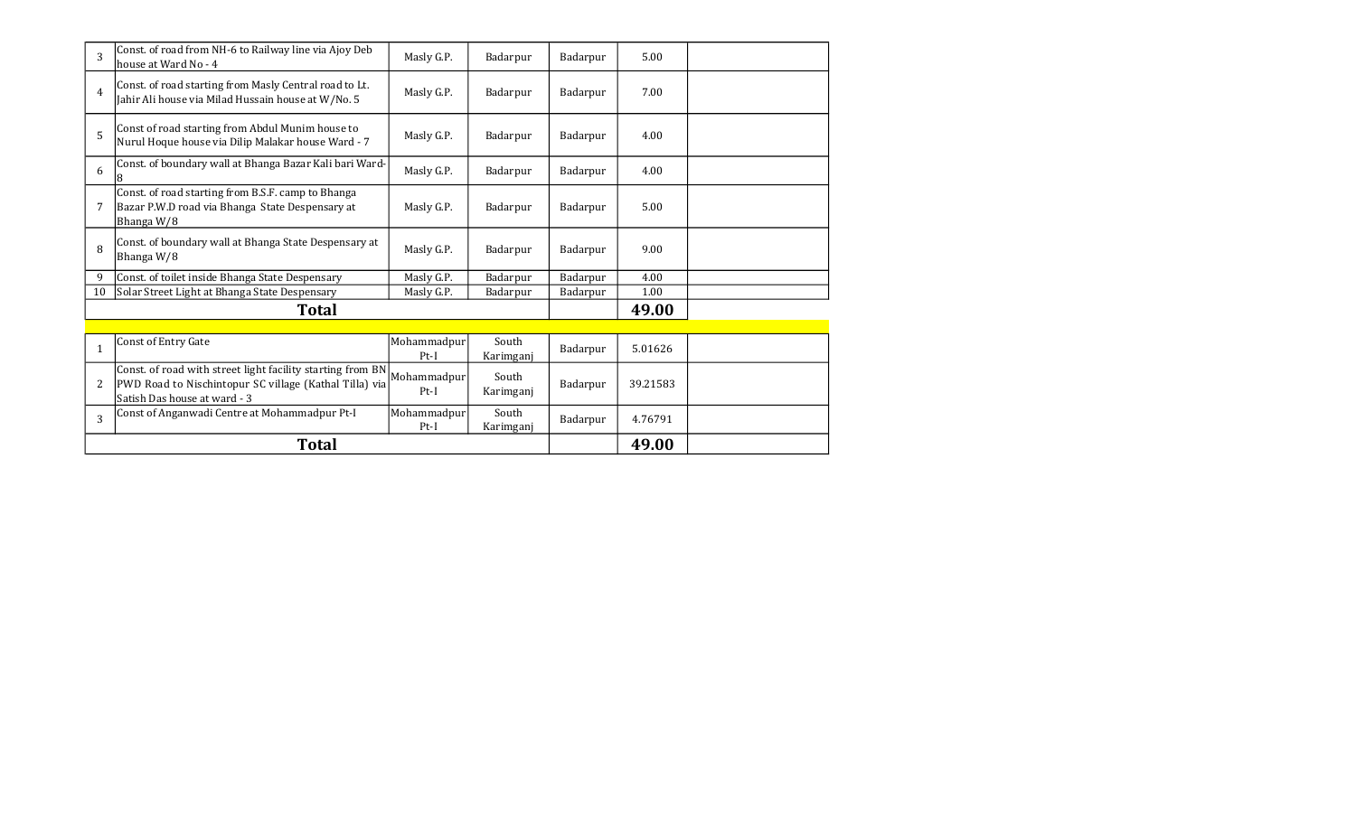| | | | | | | |
|---|---|---|---|---|---|---|
| 3 | Const. of road from NH-6 to Railway line via Ajoy Deb house at Ward No - 4 | Masly G.P. | Badarpur | Badarpur | 5.00 | |
| 4 | Const. of road starting from Masly Central road to Lt. Jahir Ali house via Milad Hussain house at W/No. 5 | Masly G.P. | Badarpur | Badarpur | 7.00 | |
| 5 | Const of road starting from Abdul Munim house to Nurul Hoque house via Dilip Malakar house Ward - 7 | Masly G.P. | Badarpur | Badarpur | 4.00 | |
| 6 | Const. of boundary wall at Bhanga Bazar Kali bari Ward-8 | Masly G.P. | Badarpur | Badarpur | 4.00 | |
| 7 | Const. of road starting from B.S.F. camp to Bhanga Bazar P.W.D road via Bhanga State Despensary at Bhanga W/8 | Masly G.P. | Badarpur | Badarpur | 5.00 | |
| 8 | Const. of boundary wall at Bhanga State Despensary at Bhanga W/8 | Masly G.P. | Badarpur | Badarpur | 9.00 | |
| 9 | Const. of toilet inside Bhanga State Despensary | Masly G.P. | Badarpur | Badarpur | 4.00 | |
| 10 | Solar Street Light at Bhanga State Despensary | Masly G.P. | Badarpur | Badarpur | 1.00 | |
| **Total** | | | | | **49.00** | |
| | | | | | | |
| 1 | Const of Entry Gate | Mohammadpur Pt-I | South Karimganj | Badarpur | 5.01626 | |
| 2 | Const. of road with street light facility starting from BN PWD Road to Nischintopur SC village (Kathal Tilla) via Satish Das house at ward - 3 | Mohammadpur Pt-I | South Karimganj | Badarpur | 39.21583 | |
| 3 | Const of Anganwadi Centre at Mohammadpur Pt-I | Mohammadpur Pt-I | South Karimganj | Badarpur | 4.76791 | |
| **Total** | | | | | **49.00** | |